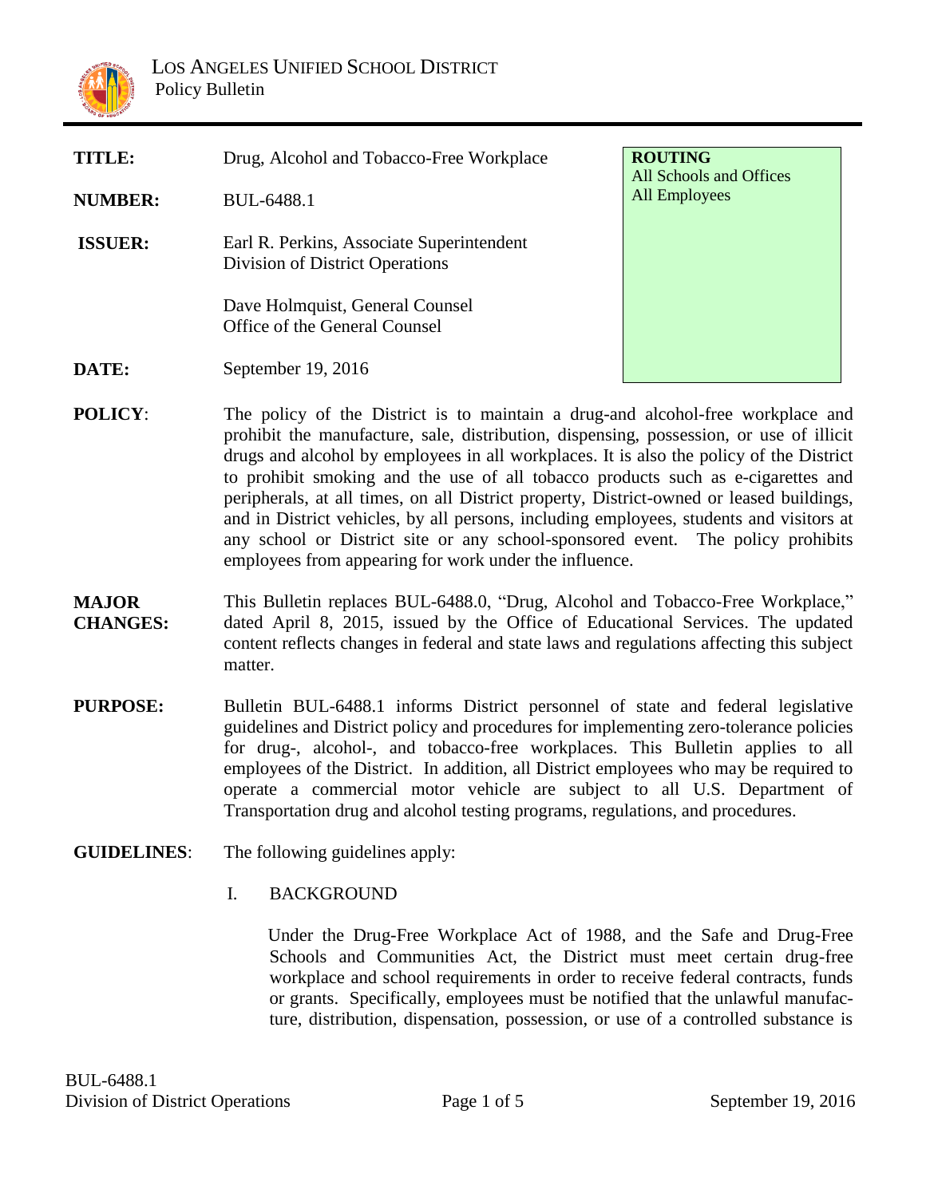# LOS ANGELES UNIFIED SCHOOL DISTRICT
Policy Bulletin

| | | |
|---|---|---|
| **TITLE:** | Drug, Alcohol and Tobacco-Free Workplace | **ROUTING** All Schools and Offices All Employees |
| **NUMBER:** | BUL-6488.1 | |
| **ISSUER:** | Earl R. Perkins, Associate Superintendent Division of District Operations<br><br>Dave Holmquist, General Counsel Office of the General Counsel | |
| **DATE:** | September 19, 2016 | |

**POLICY**: The policy of the District is to maintain a drug-and alcohol-free workplace and prohibit the manufacture, sale, distribution, dispensing, possession, or use of illicit drugs and alcohol by employees in all workplaces. It is also the policy of the District to prohibit smoking and the use of all tobacco products such as e-cigarettes and peripherals, at all times, on all District property, District-owned or leased buildings, and in District vehicles, by all persons, including employees, students and visitors at any school or District site or any school-sponsored event. The policy prohibits employees from appearing for work under the influence.

**MAJOR CHANGES:** This Bulletin replaces BUL-6488.0, "Drug, Alcohol and Tobacco-Free Workplace," dated April 8, 2015, issued by the Office of Educational Services. The updated content reflects changes in federal and state laws and regulations affecting this subject matter.

**PURPOSE:** Bulletin BUL-6488.1 informs District personnel of state and federal legislative guidelines and District policy and procedures for implementing zero-tolerance policies for drug-, alcohol-, and tobacco-free workplaces. This Bulletin applies to all employees of the District. In addition, all District employees who may be required to operate a commercial motor vehicle are subject to all U.S. Department of Transportation drug and alcohol testing programs, regulations, and procedures.

**GUIDELINES**: The following guidelines apply:

I. BACKGROUND

Under the Drug-Free Workplace Act of 1988, and the Safe and Drug-Free Schools and Communities Act, the District must meet certain drug-free workplace and school requirements in order to receive federal contracts, funds or grants. Specifically, employees must be notified that the unlawful manufacture, distribution, dispensation, possession, or use of a controlled substance is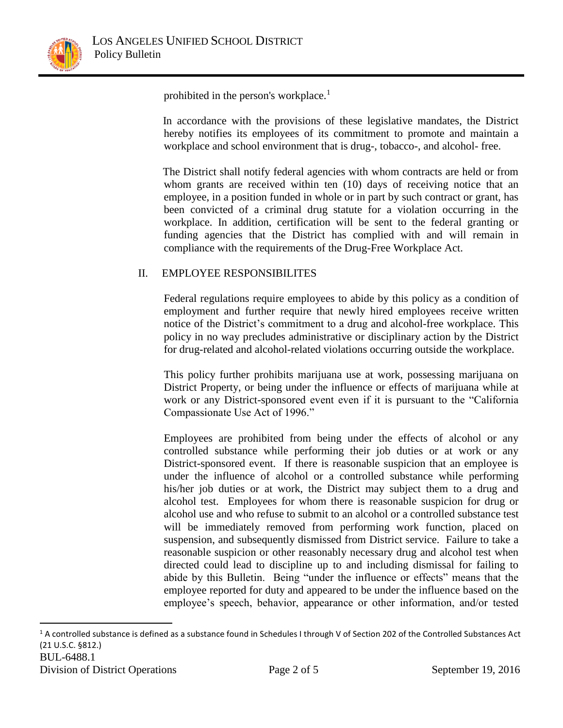prohibited in the person's workplace.[1]

In accordance with the provisions of these legislative mandates, the District hereby notifies its employees of its commitment to promote and maintain a workplace and school environment that is drug-, tobacco-, and alcohol- free.

The District shall notify federal agencies with whom contracts are held or from whom grants are received within ten (10) days of receiving notice that an employee, in a position funded in whole or in part by such contract or grant, has been convicted of a criminal drug statute for a violation occurring in the workplace. In addition, certification will be sent to the federal granting or funding agencies that the District has complied with and will remain in compliance with the requirements of the Drug-Free Workplace Act.

## II. EMPLOYEE RESPONSIBILITES

Federal regulations require employees to abide by this policy as a condition of employment and further require that newly hired employees receive written notice of the District's commitment to a drug and alcohol-free workplace. This policy in no way precludes administrative or disciplinary action by the District for drug-related and alcohol-related violations occurring outside the workplace.

This policy further prohibits marijuana use at work, possessing marijuana on District Property, or being under the influence or effects of marijuana while at work or any District-sponsored event even if it is pursuant to the "California Compassionate Use Act of 1996."

Employees are prohibited from being under the effects of alcohol or any controlled substance while performing their job duties or at work or any District-sponsored event. If there is reasonable suspicion that an employee is under the influence of alcohol or a controlled substance while performing his/her job duties or at work, the District may subject them to a drug and alcohol test. Employees for whom there is reasonable suspicion for drug or alcohol use and who refuse to submit to an alcohol or a controlled substance test will be immediately removed from performing work function, placed on suspension, and subsequently dismissed from District service. Failure to take a reasonable suspicion or other reasonably necessary drug and alcohol test when directed could lead to discipline up to and including dismissal for failing to abide by this Bulletin. Being "under the influence or effects" means that the employee reported for duty and appeared to be under the influence based on the employee's speech, behavior, appearance or other information, and/or tested

[1] A controlled substance is defined as a substance found in Schedules I through V of Section 202 of the Controlled Substances Act (21 U.S.C. §812.)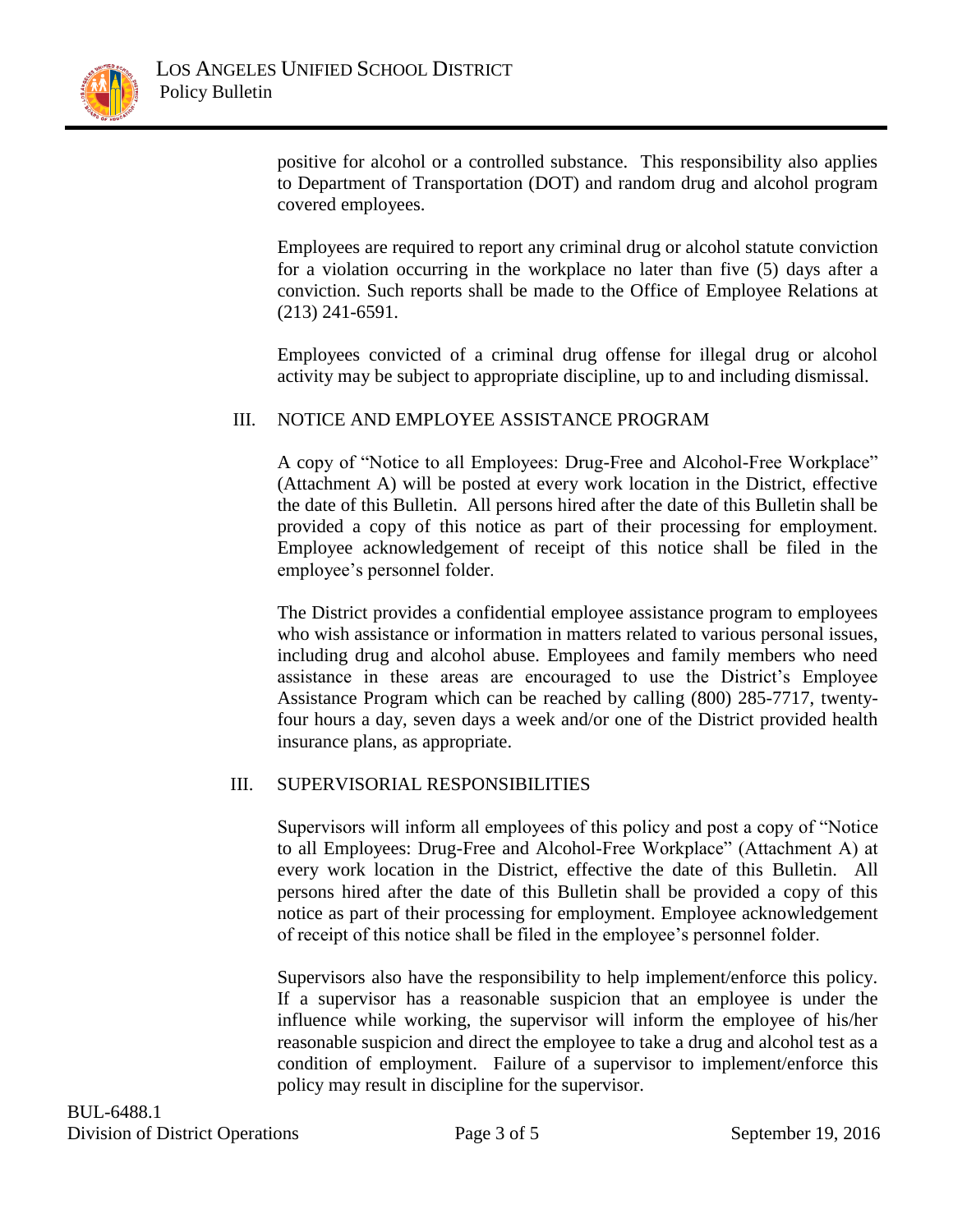positive for alcohol or a controlled substance. This responsibility also applies to Department of Transportation (DOT) and random drug and alcohol program covered employees.

Employees are required to report any criminal drug or alcohol statute conviction for a violation occurring in the workplace no later than five (5) days after a conviction. Such reports shall be made to the Office of Employee Relations at (213) 241-6591.

Employees convicted of a criminal drug offense for illegal drug or alcohol activity may be subject to appropriate discipline, up to and including dismissal.

## III. NOTICE AND EMPLOYEE ASSISTANCE PROGRAM

A copy of "Notice to all Employees: Drug-Free and Alcohol-Free Workplace" (Attachment A) will be posted at every work location in the District, effective the date of this Bulletin. All persons hired after the date of this Bulletin shall be provided a copy of this notice as part of their processing for employment. Employee acknowledgement of receipt of this notice shall be filed in the employee's personnel folder.

The District provides a confidential employee assistance program to employees who wish assistance or information in matters related to various personal issues, including drug and alcohol abuse. Employees and family members who need assistance in these areas are encouraged to use the District's Employee Assistance Program which can be reached by calling (800) 285-7717, twenty-four hours a day, seven days a week and/or one of the District provided health insurance plans, as appropriate.

## III. SUPERVISORIAL RESPONSIBILITIES

Supervisors will inform all employees of this policy and post a copy of "Notice to all Employees: Drug-Free and Alcohol-Free Workplace" (Attachment A) at every work location in the District, effective the date of this Bulletin. All persons hired after the date of this Bulletin shall be provided a copy of this notice as part of their processing for employment. Employee acknowledgement of receipt of this notice shall be filed in the employee's personnel folder.

Supervisors also have the responsibility to help implement/enforce this policy. If a supervisor has a reasonable suspicion that an employee is under the influence while working, the supervisor will inform the employee of his/her reasonable suspicion and direct the employee to take a drug and alcohol test as a condition of employment. Failure of a supervisor to implement/enforce this policy may result in discipline for the supervisor.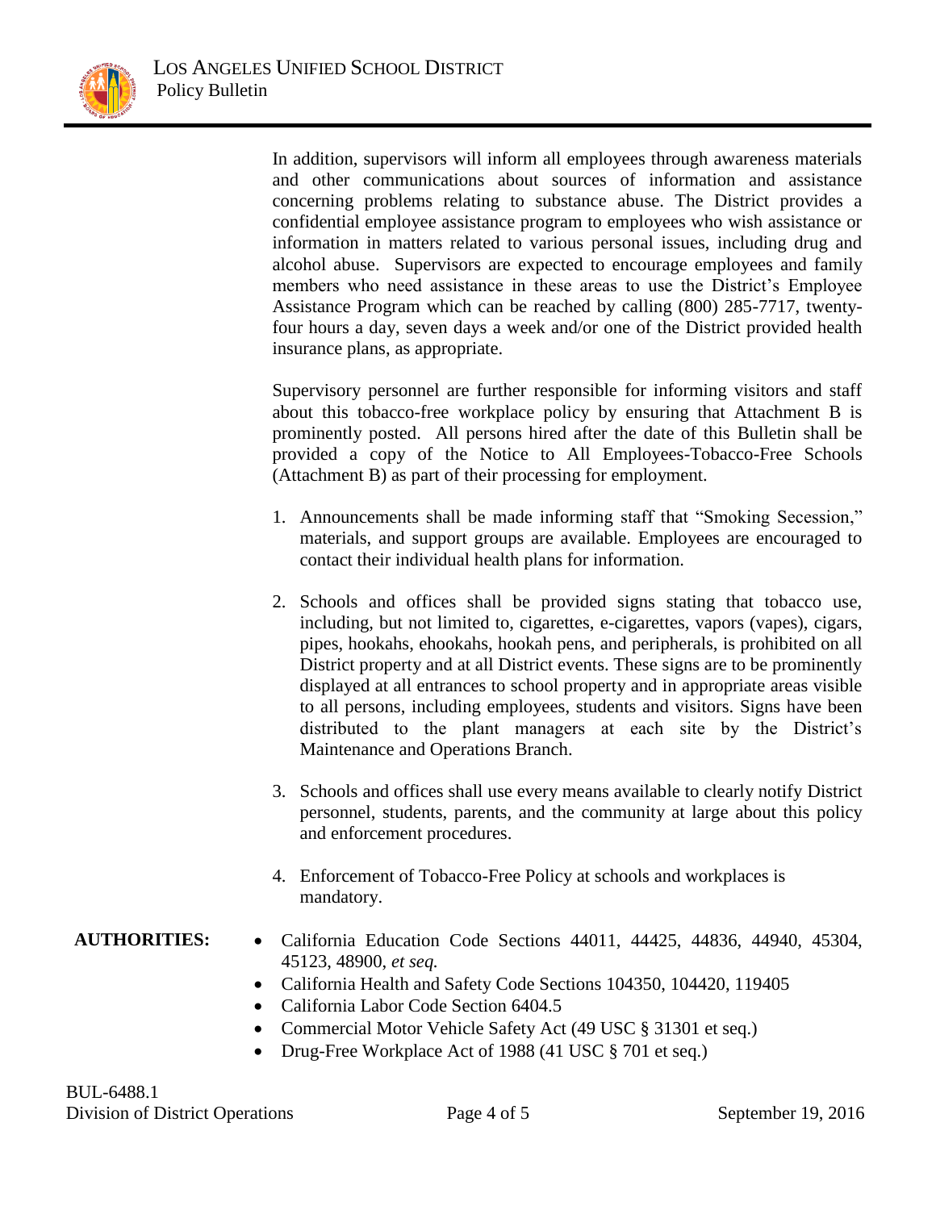In addition, supervisors will inform all employees through awareness materials and other communications about sources of information and assistance concerning problems relating to substance abuse. The District provides a confidential employee assistance program to employees who wish assistance or information in matters related to various personal issues, including drug and alcohol abuse. Supervisors are expected to encourage employees and family members who need assistance in these areas to use the District's Employee Assistance Program which can be reached by calling (800) 285-7717, twenty-four hours a day, seven days a week and/or one of the District provided health insurance plans, as appropriate.

Supervisory personnel are further responsible for informing visitors and staff about this tobacco-free workplace policy by ensuring that Attachment B is prominently posted. All persons hired after the date of this Bulletin shall be provided a copy of the Notice to All Employees-Tobacco-Free Schools (Attachment B) as part of their processing for employment.

1. Announcements shall be made informing staff that "Smoking Secession," materials, and support groups are available. Employees are encouraged to contact their individual health plans for information.

2. Schools and offices shall be provided signs stating that tobacco use, including, but not limited to, cigarettes, e-cigarettes, vapors (vapes), cigars, pipes, hookahs, ehookahs, hookah pens, and peripherals, is prohibited on all District property and at all District events. These signs are to be prominently displayed at all entrances to school property and in appropriate areas visible to all persons, including employees, students and visitors. Signs have been distributed to the plant managers at each site by the District's Maintenance and Operations Branch.

3. Schools and offices shall use every means available to clearly notify District personnel, students, parents, and the community at large about this policy and enforcement procedures.

4. Enforcement of Tobacco-Free Policy at schools and workplaces is mandatory.

**AUTHORITIES:**

- California Education Code Sections 44011, 44425, 44836, 44940, 45304, 45123, 48900, *et seq.*
- California Health and Safety Code Sections 104350, 104420, 119405
- California Labor Code Section 6404.5
- Commercial Motor Vehicle Safety Act (49 USC § 31301 et seq.)
- Drug-Free Workplace Act of 1988 (41 USC § 701 et seq.)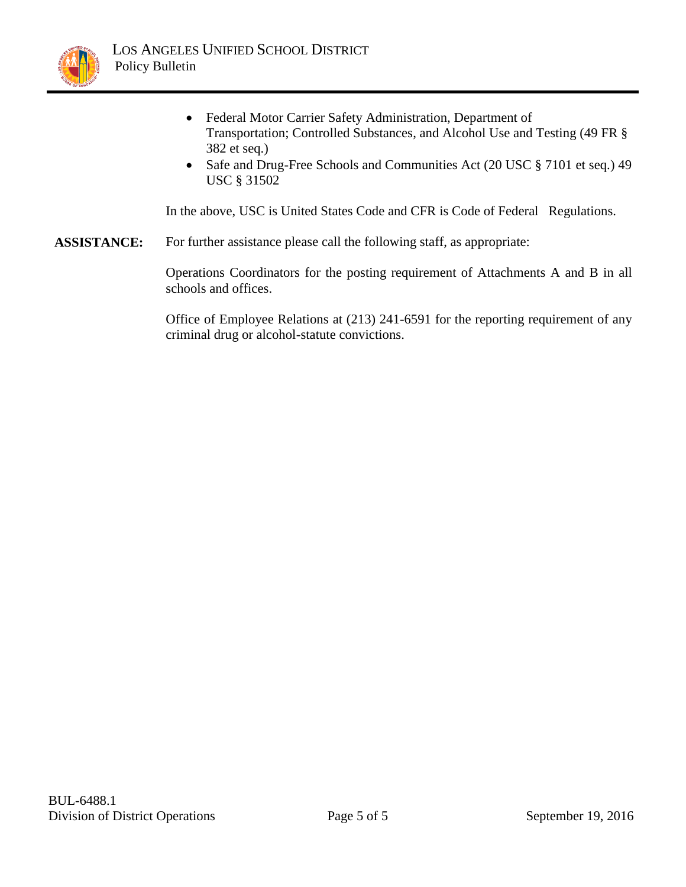- Federal Motor Carrier Safety Administration, Department of Transportation; Controlled Substances, and Alcohol Use and Testing (49 FR § 382 et seq.)
- Safe and Drug-Free Schools and Communities Act (20 USC § 7101 et seq.) 49 USC § 31502

In the above, USC is United States Code and CFR is Code of Federal Regulations.

**ASSISTANCE:** For further assistance please call the following staff, as appropriate:

Operations Coordinators for the posting requirement of Attachments A and B in all schools and offices.

Office of Employee Relations at (213) 241-6591 for the reporting requirement of any criminal drug or alcohol-statute convictions.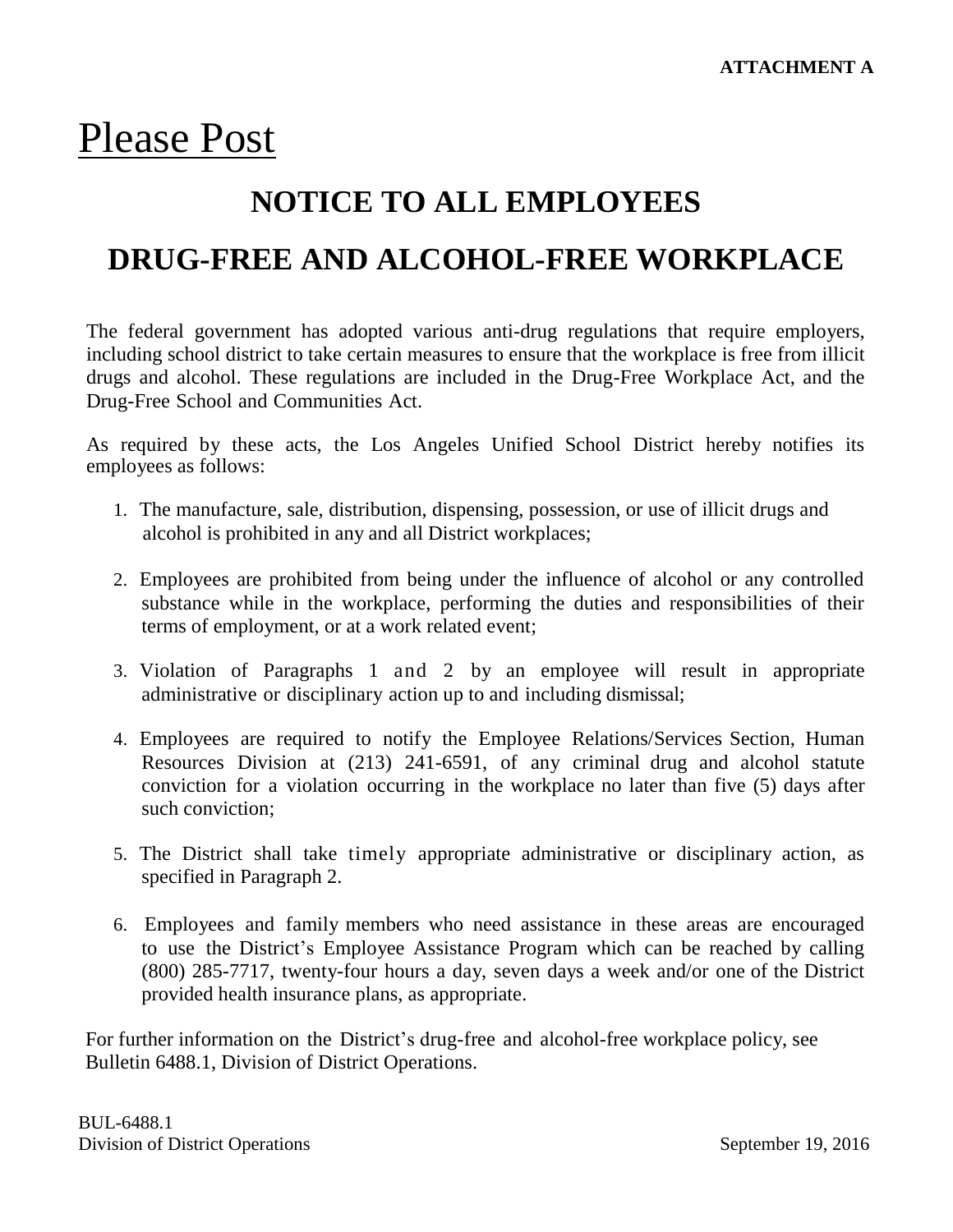**ATTACHMENT A**

# Please Post

## NOTICE TO ALL EMPLOYEES

## DRUG-FREE AND ALCOHOL-FREE WORKPLACE

The federal government has adopted various anti-drug regulations that require employers, including school district to take certain measures to ensure that the workplace is free from illicit drugs and alcohol. These regulations are included in the Drug-Free Workplace Act, and the Drug-Free School and Communities Act.

As required by these acts, the Los Angeles Unified School District hereby notifies its employees as follows:

1. The manufacture, sale, distribution, dispensing, possession, or use of illicit drugs and alcohol is prohibited in any and all District workplaces;

2. Employees are prohibited from being under the influence of alcohol or any controlled substance while in the workplace, performing the duties and responsibilities of their terms of employment, or at a work related event;

3. Violation of Paragraphs 1 and 2 by an employee will result in appropriate administrative or disciplinary action up to and including dismissal;

4. Employees are required to notify the Employee Relations/Services Section, Human Resources Division at (213) 241-6591, of any criminal drug and alcohol statute conviction for a violation occurring in the workplace no later than five (5) days after such conviction;

5. The District shall take timely appropriate administrative or disciplinary action, as specified in Paragraph 2.

6. Employees and family members who need assistance in these areas are encouraged to use the District's Employee Assistance Program which can be reached by calling (800) 285-7717, twenty-four hours a day, seven days a week and/or one of the District provided health insurance plans, as appropriate.

For further information on the District's drug-free and alcohol-free workplace policy, see Bulletin 6488.1, Division of District Operations.

BUL-6488.1
Division of District Operations
September 19, 2016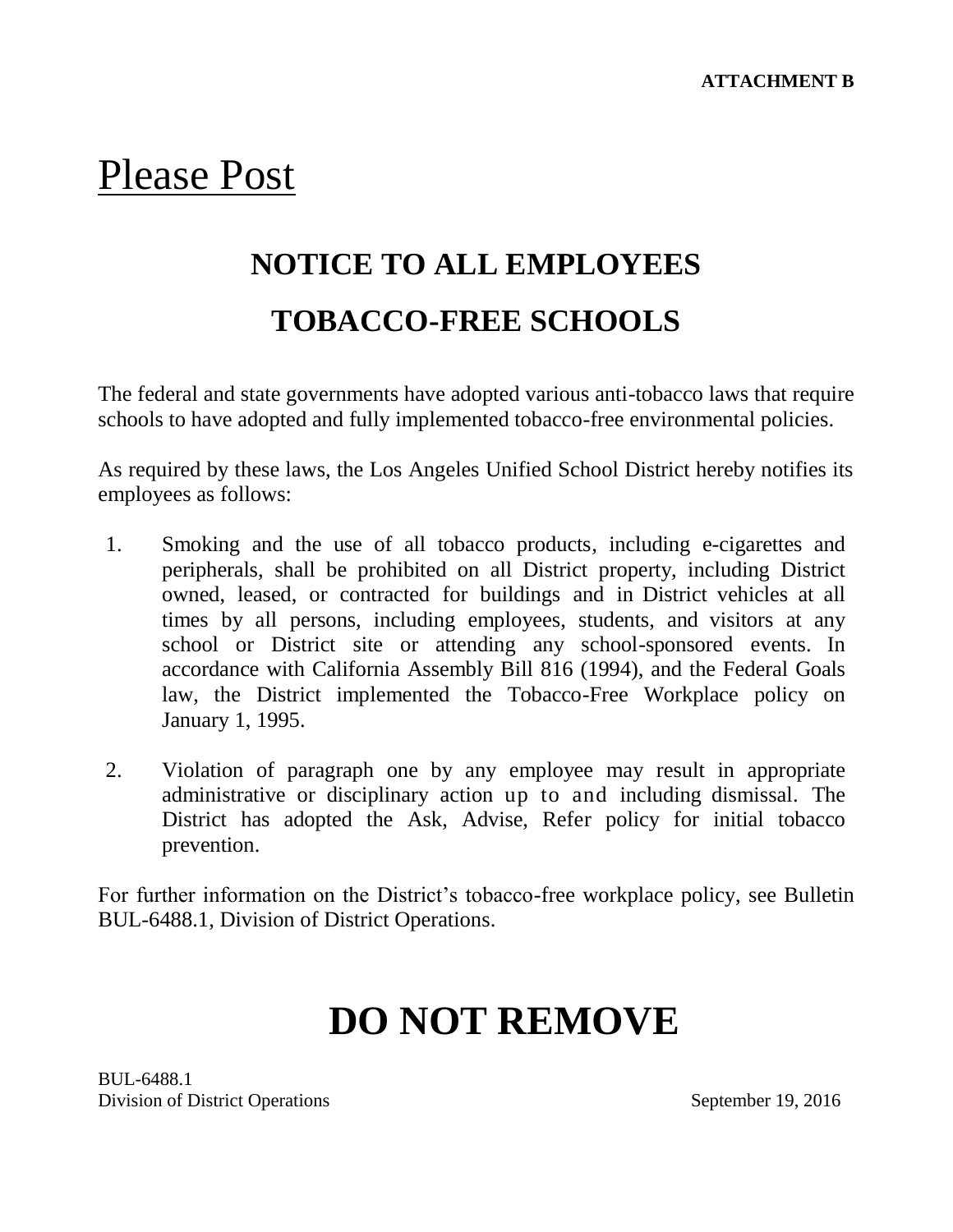ATTACHMENT B

# Please Post

## NOTICE TO ALL EMPLOYEES

## TOBACCO-FREE SCHOOLS

The federal and state governments have adopted various anti-tobacco laws that require schools to have adopted and fully implemented tobacco-free environmental policies.

As required by these laws, the Los Angeles Unified School District hereby notifies its employees as follows:

1. Smoking and the use of all tobacco products, including e-cigarettes and peripherals, shall be prohibited on all District property, including District owned, leased, or contracted for buildings and in District vehicles at all times by all persons, including employees, students, and visitors at any school or District site or attending any school-sponsored events. In accordance with California Assembly Bill 816 (1994), and the Federal Goals law, the District implemented the Tobacco-Free Workplace policy on January 1, 1995.

2. Violation of paragraph one by any employee may result in appropriate administrative or disciplinary action up to and including dismissal. The District has adopted the Ask, Advise, Refer policy for initial tobacco prevention.

For further information on the District's tobacco-free workplace policy, see Bulletin BUL-6488.1, Division of District Operations.

# DO NOT REMOVE

BUL-6488.1
Division of District Operations September 19, 2016